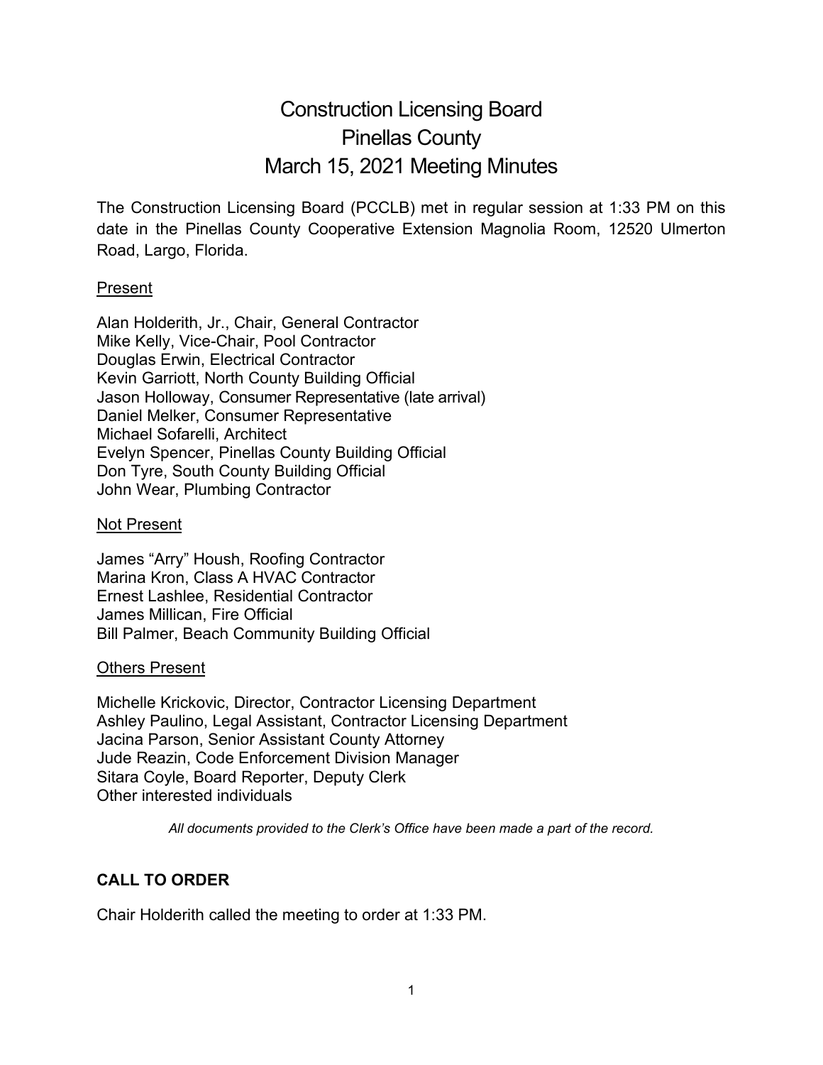# Construction Licensing Board
# Pinellas County
# March 15, 2021 Meeting Minutes

The Construction Licensing Board (PCCLB) met in regular session at 1:33 PM on this date in the Pinellas County Cooperative Extension Magnolia Room, 12520 Ulmerton Road, Largo, Florida.

Present

Alan Holderith, Jr., Chair, General Contractor
Mike Kelly, Vice-Chair, Pool Contractor
Douglas Erwin, Electrical Contractor
Kevin Garriott, North County Building Official
Jason Holloway, Consumer Representative (late arrival)
Daniel Melker, Consumer Representative
Michael Sofarelli, Architect
Evelyn Spencer, Pinellas County Building Official
Don Tyre, South County Building Official
John Wear, Plumbing Contractor

Not Present

James "Arry" Housh, Roofing Contractor
Marina Kron, Class A HVAC Contractor
Ernest Lashlee, Residential Contractor
James Millican, Fire Official
Bill Palmer, Beach Community Building Official

Others Present

Michelle Krickovic, Director, Contractor Licensing Department
Ashley Paulino, Legal Assistant, Contractor Licensing Department
Jacina Parson, Senior Assistant County Attorney
Jude Reazin, Code Enforcement Division Manager
Sitara Coyle, Board Reporter, Deputy Clerk
Other interested individuals

*All documents provided to the Clerk's Office have been made a part of the record.*

## CALL TO ORDER

Chair Holderith called the meeting to order at 1:33 PM.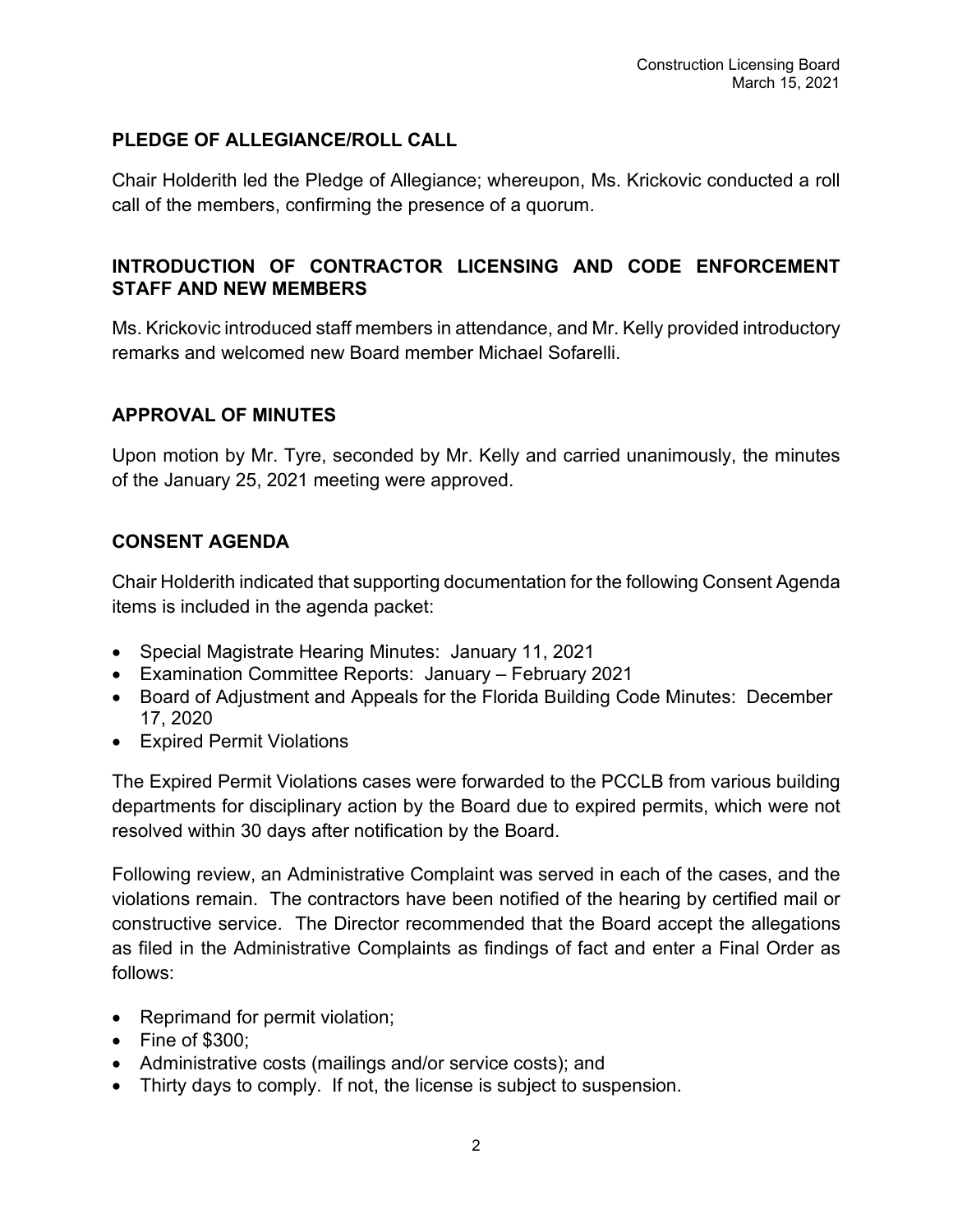## PLEDGE OF ALLEGIANCE/ROLL CALL

Chair Holderith led the Pledge of Allegiance; whereupon, Ms. Krickovic conducted a roll call of the members, confirming the presence of a quorum.

## INTRODUCTION OF CONTRACTOR LICENSING AND CODE ENFORCEMENT STAFF AND NEW MEMBERS

Ms. Krickovic introduced staff members in attendance, and Mr. Kelly provided introductory remarks and welcomed new Board member Michael Sofarelli.

## APPROVAL OF MINUTES

Upon motion by Mr. Tyre, seconded by Mr. Kelly and carried unanimously, the minutes of the January 25, 2021 meeting were approved.

## CONSENT AGENDA

Chair Holderith indicated that supporting documentation for the following Consent Agenda items is included in the agenda packet:

- Special Magistrate Hearing Minutes: January 11, 2021
- Examination Committee Reports: January – February 2021
- Board of Adjustment and Appeals for the Florida Building Code Minutes: December 17, 2020
- Expired Permit Violations

The Expired Permit Violations cases were forwarded to the PCCLB from various building departments for disciplinary action by the Board due to expired permits, which were not resolved within 30 days after notification by the Board.

Following review, an Administrative Complaint was served in each of the cases, and the violations remain. The contractors have been notified of the hearing by certified mail or constructive service. The Director recommended that the Board accept the allegations as filed in the Administrative Complaints as findings of fact and enter a Final Order as follows:

- Reprimand for permit violation;
- Fine of $300;
- Administrative costs (mailings and/or service costs); and
- Thirty days to comply. If not, the license is subject to suspension.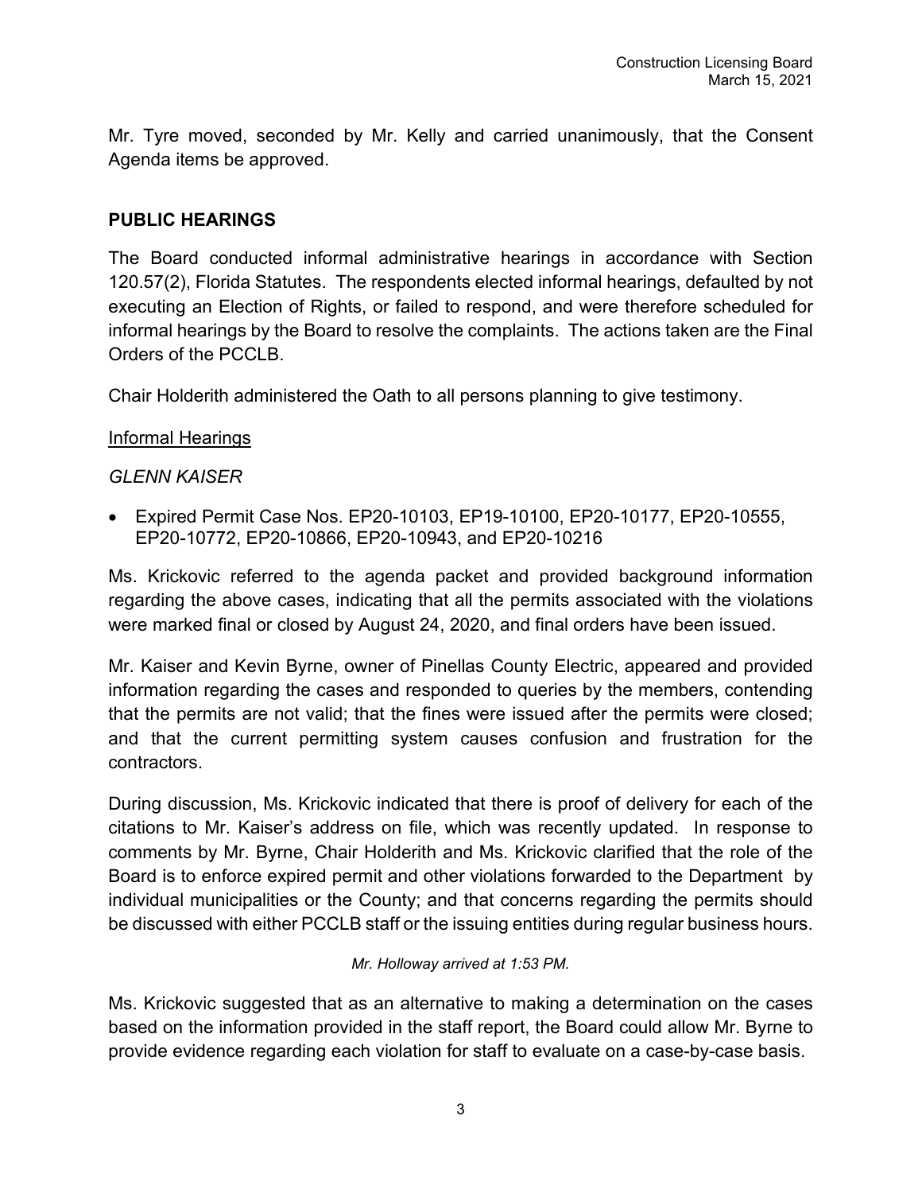Mr. Tyre moved, seconded by Mr. Kelly and carried unanimously, that the Consent Agenda items be approved.

## PUBLIC HEARINGS

The Board conducted informal administrative hearings in accordance with Section 120.57(2), Florida Statutes. The respondents elected informal hearings, defaulted by not executing an Election of Rights, or failed to respond, and were therefore scheduled for informal hearings by the Board to resolve the complaints. The actions taken are the Final Orders of the PCCLB.

Chair Holderith administered the Oath to all persons planning to give testimony.

<u>Informal Hearings</u>

*GLENN KAISER*

- Expired Permit Case Nos. EP20-10103, EP19-10100, EP20-10177, EP20-10555, EP20-10772, EP20-10866, EP20-10943, and EP20-10216

Ms. Krickovic referred to the agenda packet and provided background information regarding the above cases, indicating that all the permits associated with the violations were marked final or closed by August 24, 2020, and final orders have been issued.

Mr. Kaiser and Kevin Byrne, owner of Pinellas County Electric, appeared and provided information regarding the cases and responded to queries by the members, contending that the permits are not valid; that the fines were issued after the permits were closed; and that the current permitting system causes confusion and frustration for the contractors.

During discussion, Ms. Krickovic indicated that there is proof of delivery for each of the citations to Mr. Kaiser's address on file, which was recently updated. In response to comments by Mr. Byrne, Chair Holderith and Ms. Krickovic clarified that the role of the Board is to enforce expired permit and other violations forwarded to the Department by individual municipalities or the County; and that concerns regarding the permits should be discussed with either PCCLB staff or the issuing entities during regular business hours.

*Mr. Holloway arrived at 1:53 PM.*

Ms. Krickovic suggested that as an alternative to making a determination on the cases based on the information provided in the staff report, the Board could allow Mr. Byrne to provide evidence regarding each violation for staff to evaluate on a case-by-case basis.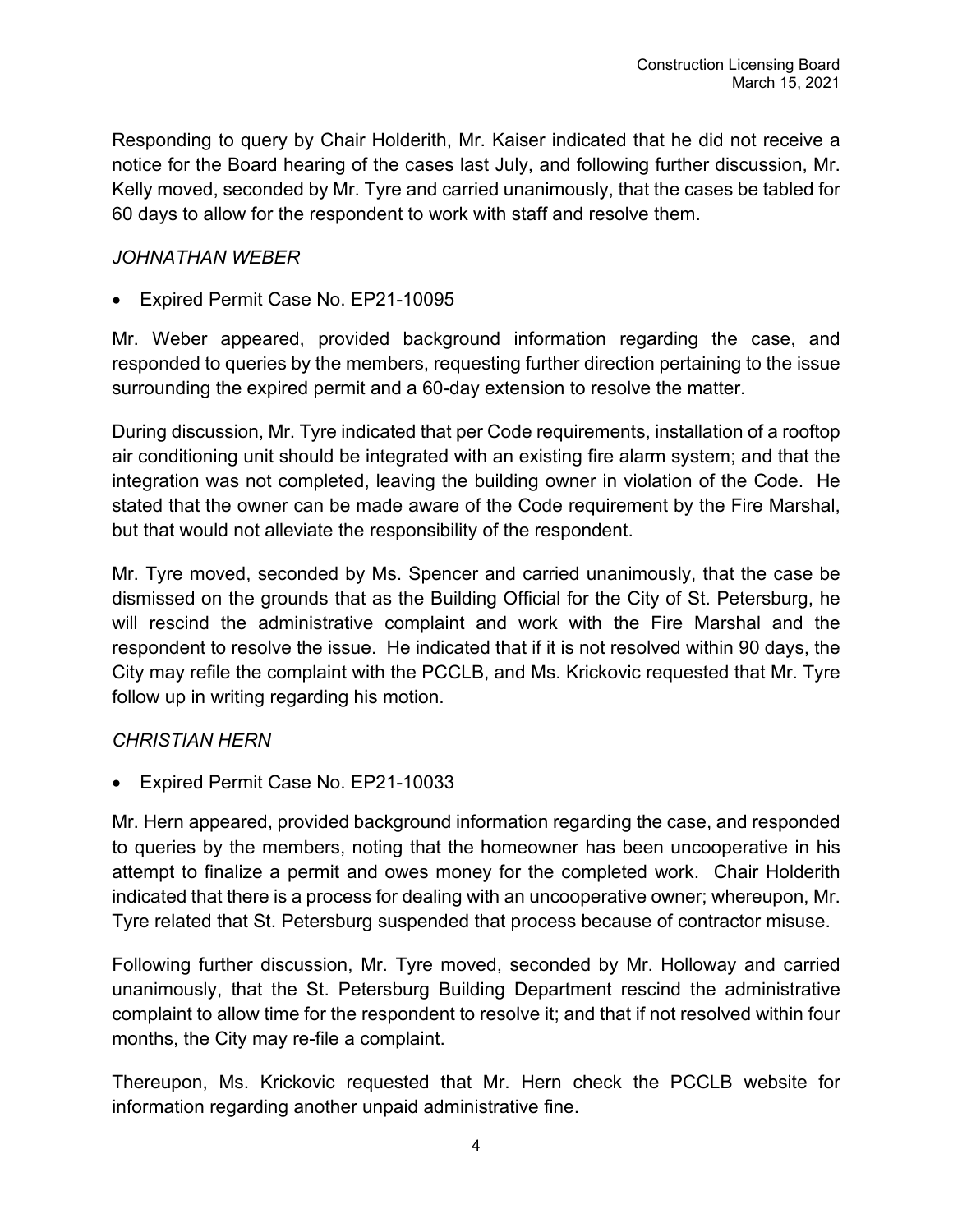Responding to query by Chair Holderith, Mr. Kaiser indicated that he did not receive a notice for the Board hearing of the cases last July, and following further discussion, Mr. Kelly moved, seconded by Mr. Tyre and carried unanimously, that the cases be tabled for 60 days to allow for the respondent to work with staff and resolve them.

*JOHNATHAN WEBER*

- Expired Permit Case No. EP21-10095

Mr. Weber appeared, provided background information regarding the case, and responded to queries by the members, requesting further direction pertaining to the issue surrounding the expired permit and a 60-day extension to resolve the matter.

During discussion, Mr. Tyre indicated that per Code requirements, installation of a rooftop air conditioning unit should be integrated with an existing fire alarm system; and that the integration was not completed, leaving the building owner in violation of the Code. He stated that the owner can be made aware of the Code requirement by the Fire Marshal, but that would not alleviate the responsibility of the respondent.

Mr. Tyre moved, seconded by Ms. Spencer and carried unanimously, that the case be dismissed on the grounds that as the Building Official for the City of St. Petersburg, he will rescind the administrative complaint and work with the Fire Marshal and the respondent to resolve the issue. He indicated that if it is not resolved within 90 days, the City may refile the complaint with the PCCLB, and Ms. Krickovic requested that Mr. Tyre follow up in writing regarding his motion.

*CHRISTIAN HERN*

- Expired Permit Case No. EP21-10033

Mr. Hern appeared, provided background information regarding the case, and responded to queries by the members, noting that the homeowner has been uncooperative in his attempt to finalize a permit and owes money for the completed work. Chair Holderith indicated that there is a process for dealing with an uncooperative owner; whereupon, Mr. Tyre related that St. Petersburg suspended that process because of contractor misuse.

Following further discussion, Mr. Tyre moved, seconded by Mr. Holloway and carried unanimously, that the St. Petersburg Building Department rescind the administrative complaint to allow time for the respondent to resolve it; and that if not resolved within four months, the City may re-file a complaint.

Thereupon, Ms. Krickovic requested that Mr. Hern check the PCCLB website for information regarding another unpaid administrative fine.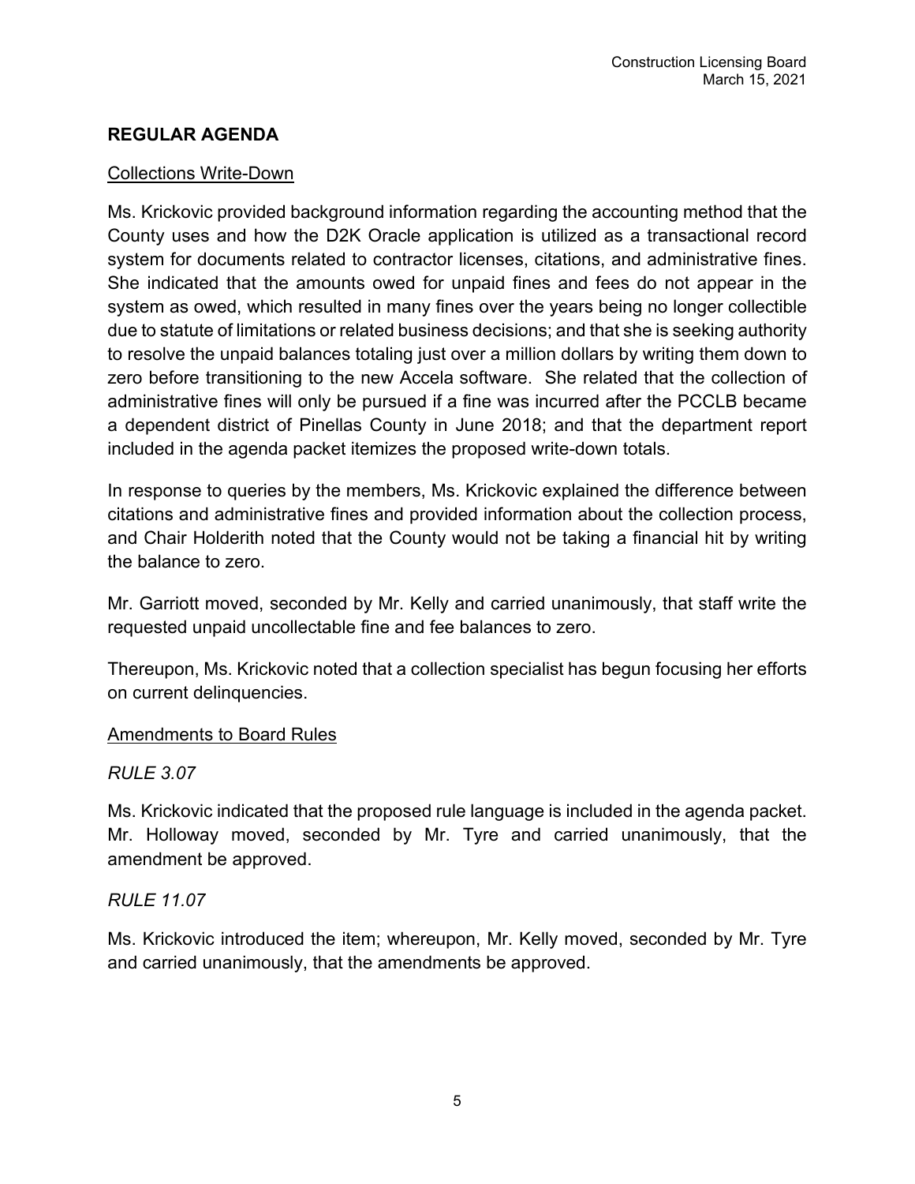## REGULAR AGENDA

Collections Write-Down

Ms. Krickovic provided background information regarding the accounting method that the County uses and how the D2K Oracle application is utilized as a transactional record system for documents related to contractor licenses, citations, and administrative fines. She indicated that the amounts owed for unpaid fines and fees do not appear in the system as owed, which resulted in many fines over the years being no longer collectible due to statute of limitations or related business decisions; and that she is seeking authority to resolve the unpaid balances totaling just over a million dollars by writing them down to zero before transitioning to the new Accela software. She related that the collection of administrative fines will only be pursued if a fine was incurred after the PCCLB became a dependent district of Pinellas County in June 2018; and that the department report included in the agenda packet itemizes the proposed write-down totals.

In response to queries by the members, Ms. Krickovic explained the difference between citations and administrative fines and provided information about the collection process, and Chair Holderith noted that the County would not be taking a financial hit by writing the balance to zero.

Mr. Garriott moved, seconded by Mr. Kelly and carried unanimously, that staff write the requested unpaid uncollectable fine and fee balances to zero.

Thereupon, Ms. Krickovic noted that a collection specialist has begun focusing her efforts on current delinquencies.

Amendments to Board Rules

*RULE 3.07*

Ms. Krickovic indicated that the proposed rule language is included in the agenda packet. Mr. Holloway moved, seconded by Mr. Tyre and carried unanimously, that the amendment be approved.

*RULE 11.07*

Ms. Krickovic introduced the item; whereupon, Mr. Kelly moved, seconded by Mr. Tyre and carried unanimously, that the amendments be approved.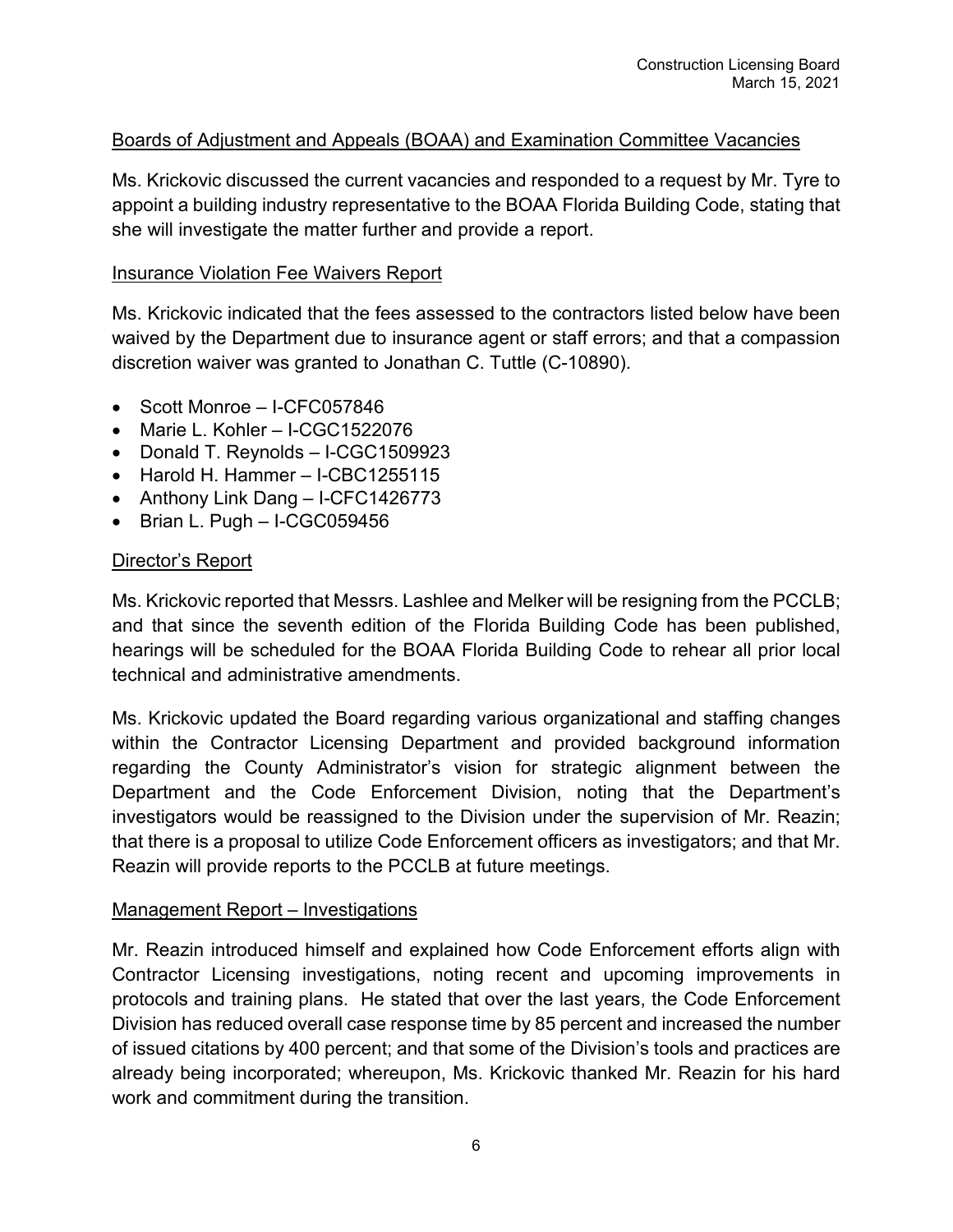Boards of Adjustment and Appeals (BOAA) and Examination Committee Vacancies

Ms. Krickovic discussed the current vacancies and responded to a request by Mr. Tyre to appoint a building industry representative to the BOAA Florida Building Code, stating that she will investigate the matter further and provide a report.

Insurance Violation Fee Waivers Report

Ms. Krickovic indicated that the fees assessed to the contractors listed below have been waived by the Department due to insurance agent or staff errors; and that a compassion discretion waiver was granted to Jonathan C. Tuttle (C-10890).

- Scott Monroe – I-CFC057846
- Marie L. Kohler – I-CGC1522076
- Donald T. Reynolds – I-CGC1509923
- Harold H. Hammer – I-CBC1255115
- Anthony Link Dang – I-CFC1426773
- Brian L. Pugh – I-CGC059456

Director's Report

Ms. Krickovic reported that Messrs. Lashlee and Melker will be resigning from the PCCLB; and that since the seventh edition of the Florida Building Code has been published, hearings will be scheduled for the BOAA Florida Building Code to rehear all prior local technical and administrative amendments.

Ms. Krickovic updated the Board regarding various organizational and staffing changes within the Contractor Licensing Department and provided background information regarding the County Administrator's vision for strategic alignment between the Department and the Code Enforcement Division, noting that the Department's investigators would be reassigned to the Division under the supervision of Mr. Reazin; that there is a proposal to utilize Code Enforcement officers as investigators; and that Mr. Reazin will provide reports to the PCCLB at future meetings.

Management Report – Investigations

Mr. Reazin introduced himself and explained how Code Enforcement efforts align with Contractor Licensing investigations, noting recent and upcoming improvements in protocols and training plans. He stated that over the last years, the Code Enforcement Division has reduced overall case response time by 85 percent and increased the number of issued citations by 400 percent; and that some of the Division's tools and practices are already being incorporated; whereupon, Ms. Krickovic thanked Mr. Reazin for his hard work and commitment during the transition.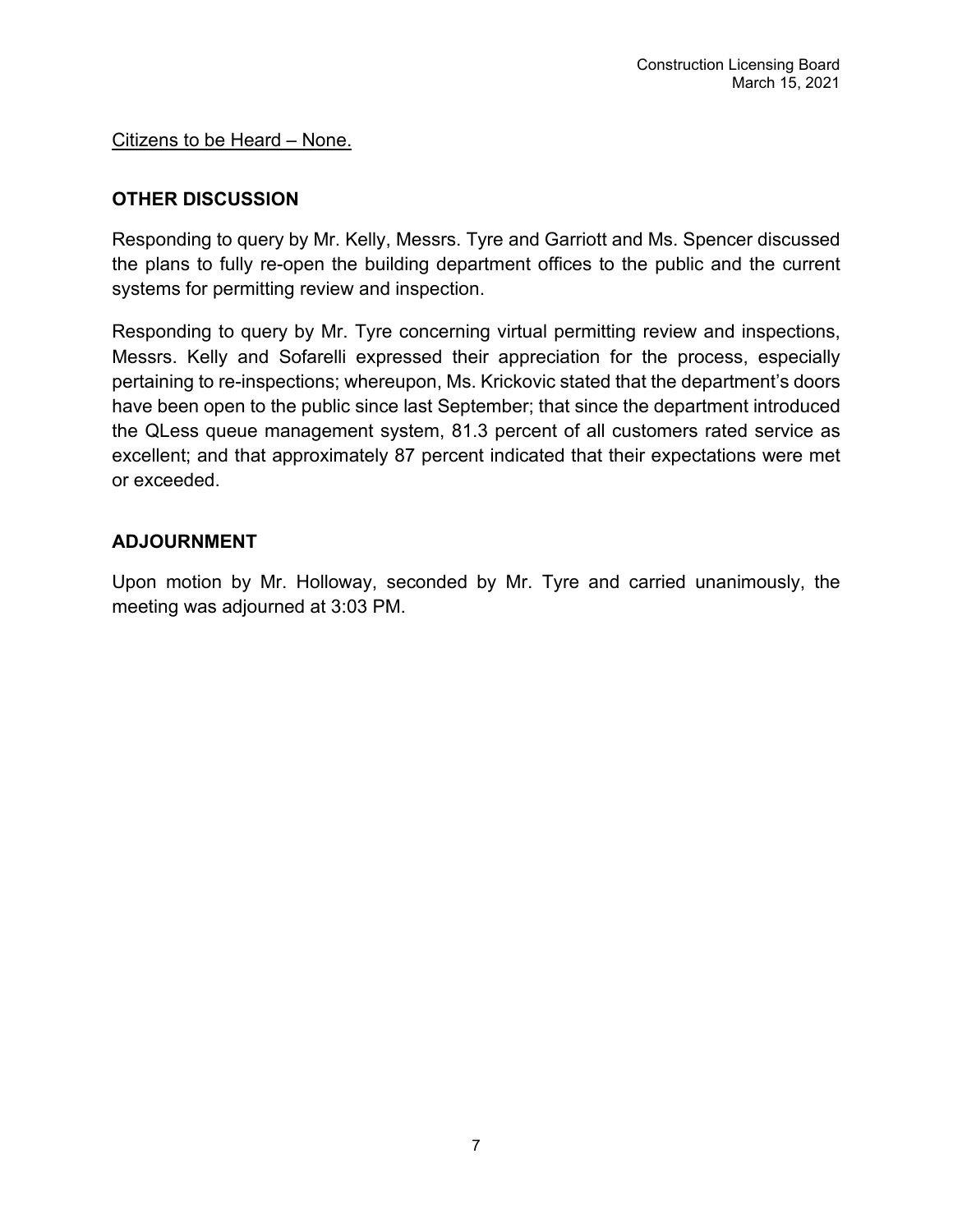Citizens to be Heard – None.

## OTHER DISCUSSION

Responding to query by Mr. Kelly, Messrs. Tyre and Garriott and Ms. Spencer discussed the plans to fully re-open the building department offices to the public and the current systems for permitting review and inspection.

Responding to query by Mr. Tyre concerning virtual permitting review and inspections, Messrs. Kelly and Sofarelli expressed their appreciation for the process, especially pertaining to re-inspections; whereupon, Ms. Krickovic stated that the department's doors have been open to the public since last September; that since the department introduced the QLess queue management system, 81.3 percent of all customers rated service as excellent; and that approximately 87 percent indicated that their expectations were met or exceeded.

## ADJOURNMENT

Upon motion by Mr. Holloway, seconded by Mr. Tyre and carried unanimously, the meeting was adjourned at 3:03 PM.